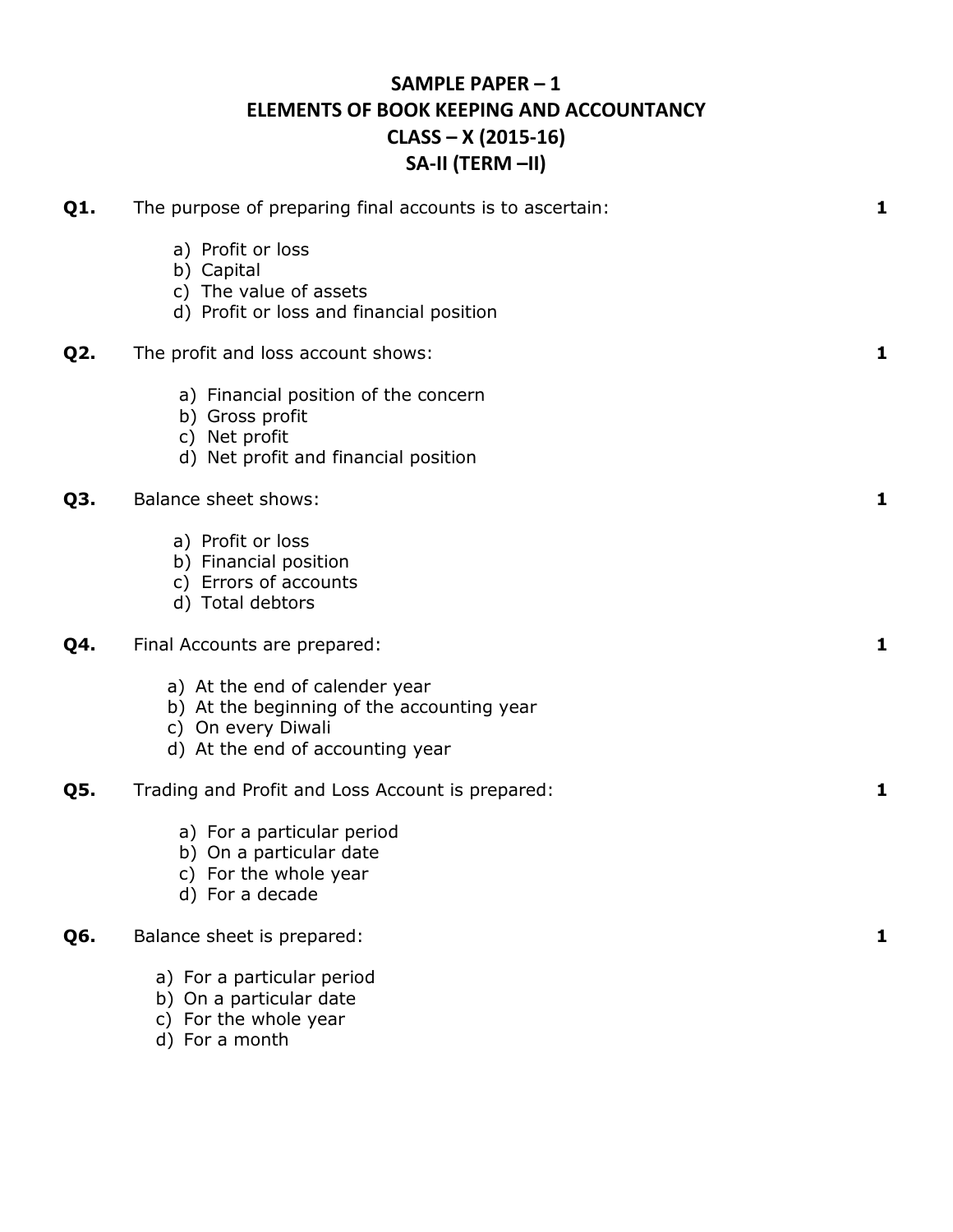# SAMPLE PAPER – 1
# ELEMENTS OF BOOK KEEPING AND ACCOUNTANCY
# CLASS – X (2015-16)
# SA-II (TERM –II)

**Q1.** The purpose of preparing final accounts is to ascertain: **1**

a) Profit or loss
b) Capital
c) The value of assets
d) Profit or loss and financial position

**Q2.** The profit and loss account shows: **1**

a) Financial position of the concern
b) Gross profit
c) Net profit
d) Net profit and financial position

**Q3.** Balance sheet shows: **1**

a) Profit or loss
b) Financial position
c) Errors of accounts
d) Total debtors

**Q4.** Final Accounts are prepared: **1**

a) At the end of calender year
b) At the beginning of the accounting year
c) On every Diwali
d) At the end of accounting year

**Q5.** Trading and Profit and Loss Account is prepared: **1**

a) For a particular period
b) On a particular date
c) For the whole year
d) For a decade

**Q6.** Balance sheet is prepared: **1**

a) For a particular period
b) On a particular date
c) For the whole year
d) For a month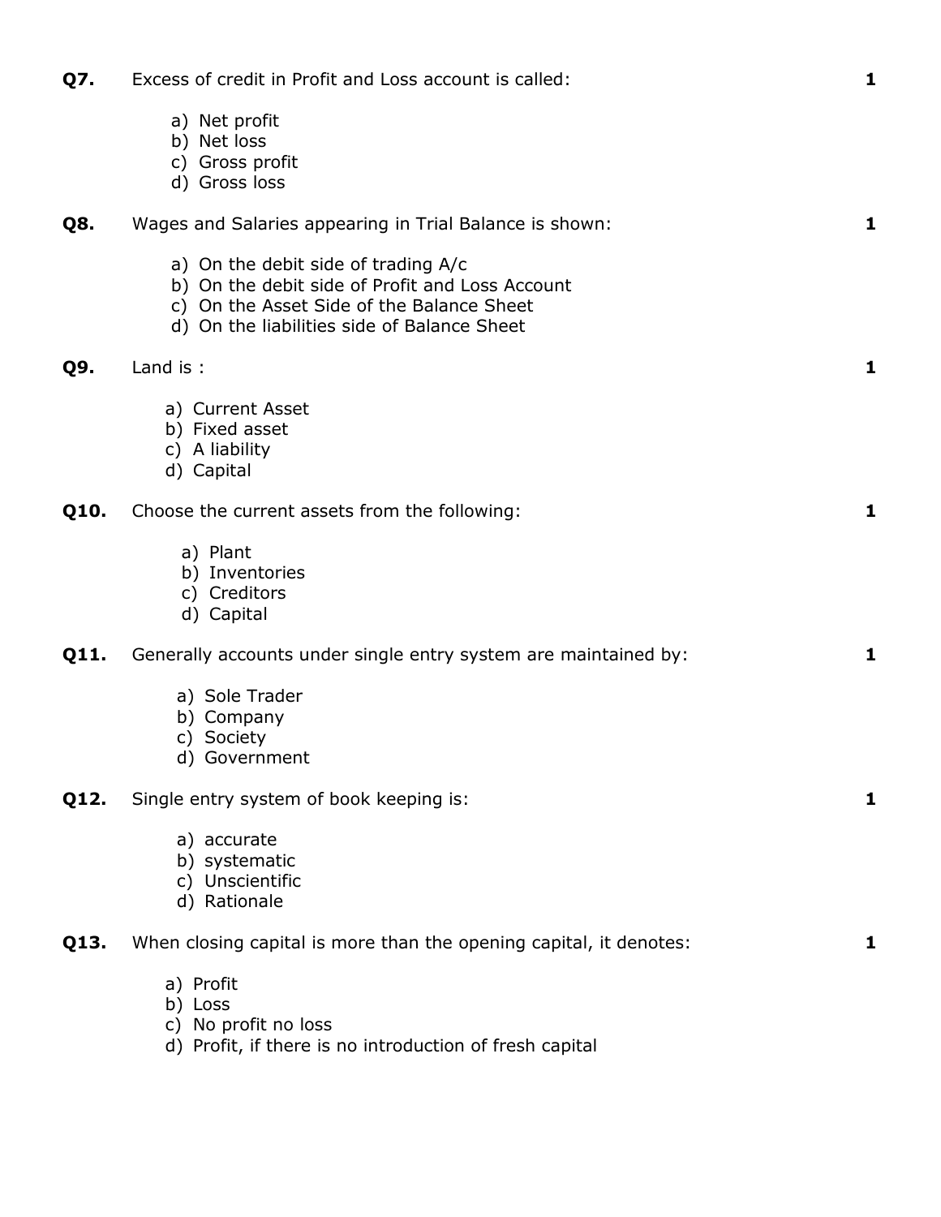**Q7.** Excess of credit in Profit and Loss account is called: **1**

a) Net profit
b) Net loss
c) Gross profit
d) Gross loss

**Q8.** Wages and Salaries appearing in Trial Balance is shown: **1**

a) On the debit side of trading A/c
b) On the debit side of Profit and Loss Account
c) On the Asset Side of the Balance Sheet
d) On the liabilities side of Balance Sheet

**Q9.** Land is : **1**

a) Current Asset
b) Fixed asset
c) A liability
d) Capital

**Q10.** Choose the current assets from the following: **1**

a) Plant
b) Inventories
c) Creditors
d) Capital

**Q11.** Generally accounts under single entry system are maintained by: **1**

a) Sole Trader
b) Company
c) Society
d) Government

**Q12.** Single entry system of book keeping is: **1**

a) accurate
b) systematic
c) Unscientific
d) Rationale

**Q13.** When closing capital is more than the opening capital, it denotes: **1**

a) Profit
b) Loss
c) No profit no loss
d) Profit, if there is no introduction of fresh capital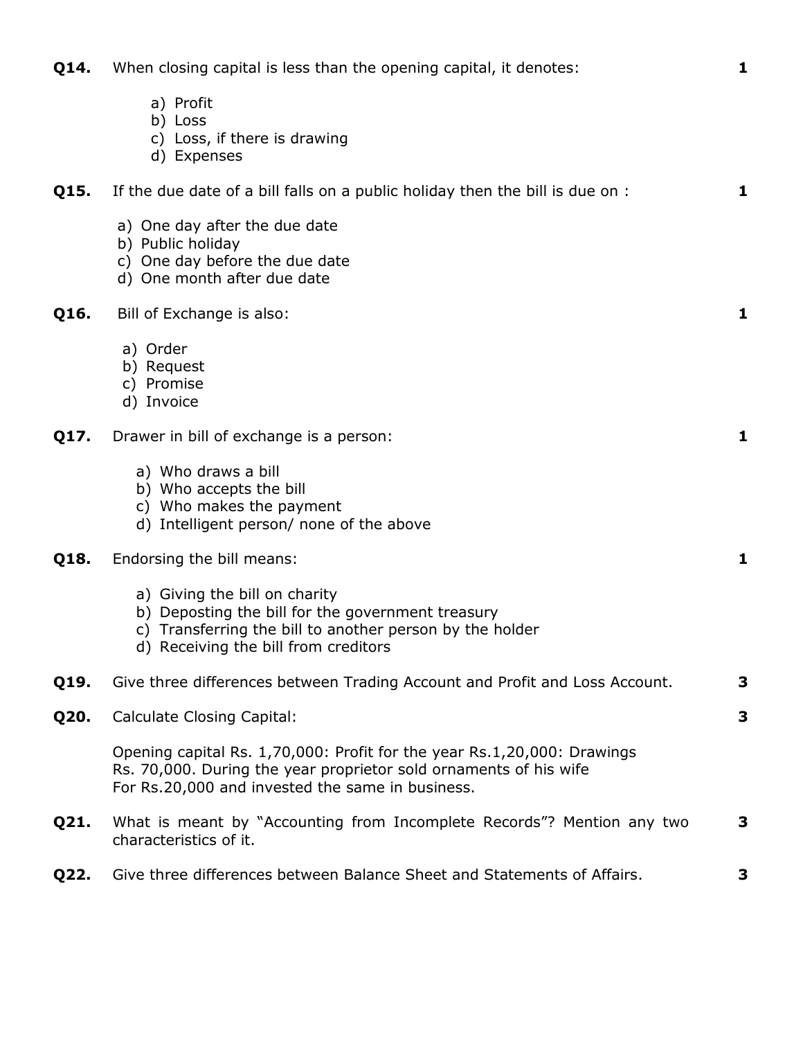**Q14.** When closing capital is less than the opening capital, it denotes: **1**

a) Profit
b) Loss
c) Loss, if there is drawing
d) Expenses

**Q15.** If the due date of a bill falls on a public holiday then the bill is due on : **1**

a) One day after the due date
b) Public holiday
c) One day before the due date
d) One month after due date

**Q16.** Bill of Exchange is also: **1**

a) Order
b) Request
c) Promise
d) Invoice

**Q17.** Drawer in bill of exchange is a person: **1**

a) Who draws a bill
b) Who accepts the bill
c) Who makes the payment
d) Intelligent person/ none of the above

**Q18.** Endorsing the bill means: **1**

a) Giving the bill on charity
b) Deposting the bill for the government treasury
c) Transferring the bill to another person by the holder
d) Receiving the bill from creditors

**Q19.** Give three differences between Trading Account and Profit and Loss Account. **3**

**Q20.** Calculate Closing Capital: **3**

Opening capital Rs. 1,70,000: Profit for the year Rs.1,20,000: Drawings Rs. 70,000. During the year proprietor sold ornaments of his wife For Rs.20,000 and invested the same in business.

**Q21.** What is meant by "Accounting from Incomplete Records"? Mention any two characteristics of it. **3**

**Q22.** Give three differences between Balance Sheet and Statements of Affairs. **3**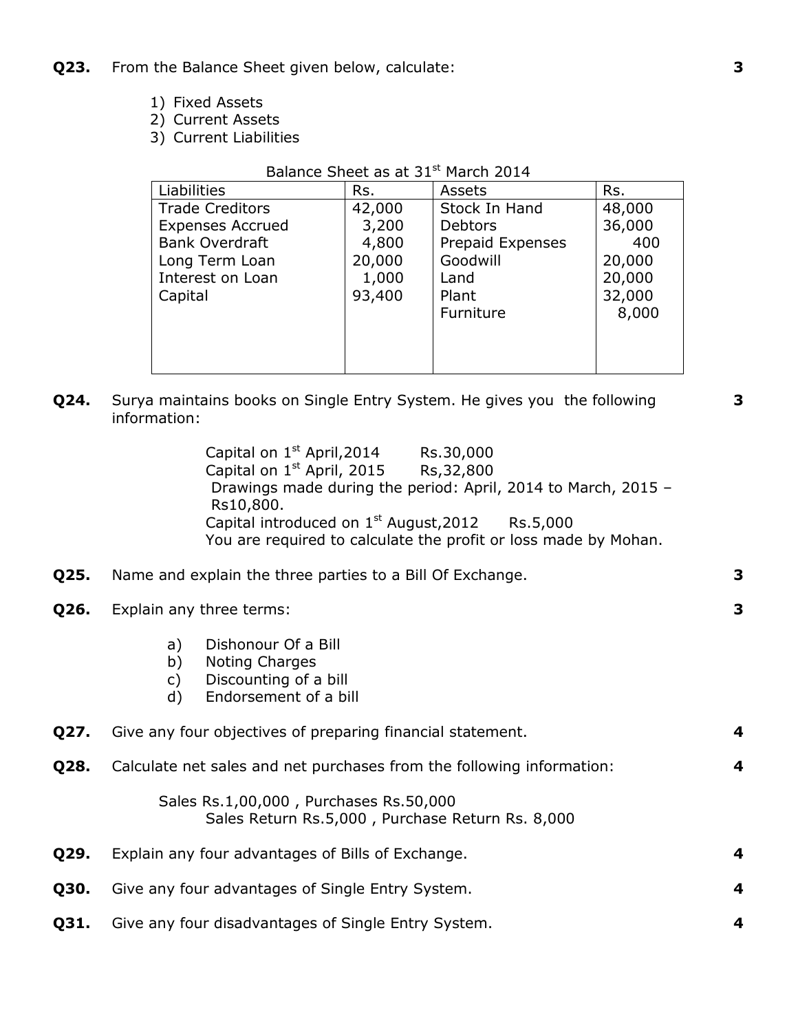**Q23.** From the Balance Sheet given below, calculate: **3**

1) Fixed Assets
2) Current Assets
3) Current Liabilities

Balance Sheet as at 31st March 2014

| Liabilities | Rs. | Assets | Rs. |
|---|---|---|---|
| Trade Creditors | 42,000 | Stock In Hand | 48,000 |
| Expenses Accrued | 3,200 | Debtors | 36,000 |
| Bank Overdraft | 4,800 | Prepaid Expenses | 400 |
| Long Term Loan | 20,000 | Goodwill | 20,000 |
| Interest on Loan | 1,000 | Land | 20,000 |
| Capital | 93,400 | Plant | 32,000 |
| | | Furniture | 8,000 |

**Q24.** Surya maintains books on Single Entry System. He gives you the following information: **3**

Capital on 1st April,2014 Rs.30,000
Capital on 1st April, 2015 Rs,32,800
Drawings made during the period: April, 2014 to March, 2015 – Rs10,800.
Capital introduced on 1st August,2012 Rs.5,000
You are required to calculate the profit or loss made by Mohan.

**Q25.** Name and explain the three parties to a Bill Of Exchange. **3**

**Q26.** Explain any three terms: **3**

a) Dishonour Of a Bill
b) Noting Charges
c) Discounting of a bill
d) Endorsement of a bill

**Q27.** Give any four objectives of preparing financial statement. **4**

**Q28.** Calculate net sales and net purchases from the following information: **4**

Sales Rs.1,00,000 , Purchases Rs.50,000
Sales Return Rs.5,000 , Purchase Return Rs. 8,000

**Q29.** Explain any four advantages of Bills of Exchange. **4**

**Q30.** Give any four advantages of Single Entry System. **4**

**Q31.** Give any four disadvantages of Single Entry System. **4**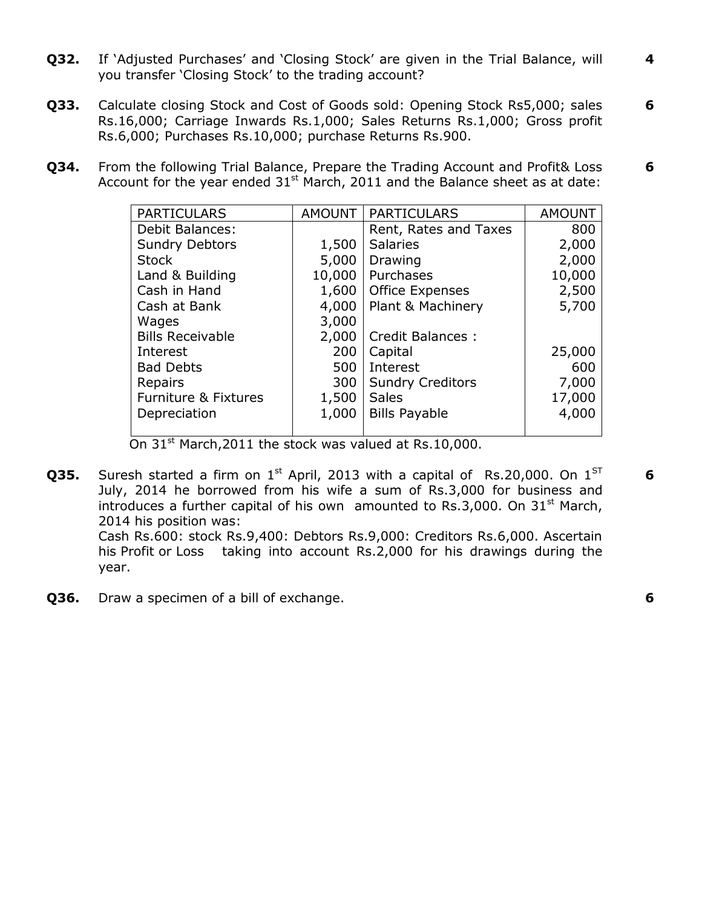**Q32.** If 'Adjusted Purchases' and 'Closing Stock' are given in the Trial Balance, will you transfer 'Closing Stock' to the trading account? **4**

**Q33.** Calculate closing Stock and Cost of Goods sold: Opening Stock Rs5,000; sales Rs.16,000; Carriage Inwards Rs.1,000; Sales Returns Rs.1,000; Gross profit Rs.6,000; Purchases Rs.10,000; purchase Returns Rs.900. **6**

**Q34.** From the following Trial Balance, Prepare the Trading Account and Profit& Loss Account for the year ended 31st March, 2011 and the Balance sheet as at date: **6**

| PARTICULARS | AMOUNT | PARTICULARS | AMOUNT |
|---|---|---|---|
| Debit Balances: | | Rent, Rates and Taxes | 800 |
| Sundry Debtors | 1,500 | Salaries | 2,000 |
| Stock | 5,000 | Drawing | 2,000 |
| Land & Building | 10,000 | Purchases | 10,000 |
| Cash in Hand | 1,600 | Office Expenses | 2,500 |
| Cash at Bank | 4,000 | Plant & Machinery | 5,700 |
| Wages | 3,000 | | |
| Bills Receivable | 2,000 | Credit Balances : | |
| Interest | 200 | Capital | 25,000 |
| Bad Debts | 500 | Interest | 600 |
| Repairs | 300 | Sundry Creditors | 7,000 |
| Furniture & Fixtures | 1,500 | Sales | 17,000 |
| Depreciation | 1,000 | Bills Payable | 4,000 |

On 31st March,2011 the stock was valued at Rs.10,000.

**Q35.** Suresh started a firm on 1st April, 2013 with a capital of Rs.20,000. On 1ST July, 2014 he borrowed from his wife a sum of Rs.3,000 for business and introduces a further capital of his own amounted to Rs.3,000. On 31st March, 2014 his position was:
Cash Rs.600: stock Rs.9,400: Debtors Rs.9,000: Creditors Rs.6,000. Ascertain his Profit or Loss taking into account Rs.2,000 for his drawings during the year. **6**

**Q36.** Draw a specimen of a bill of exchange. **6**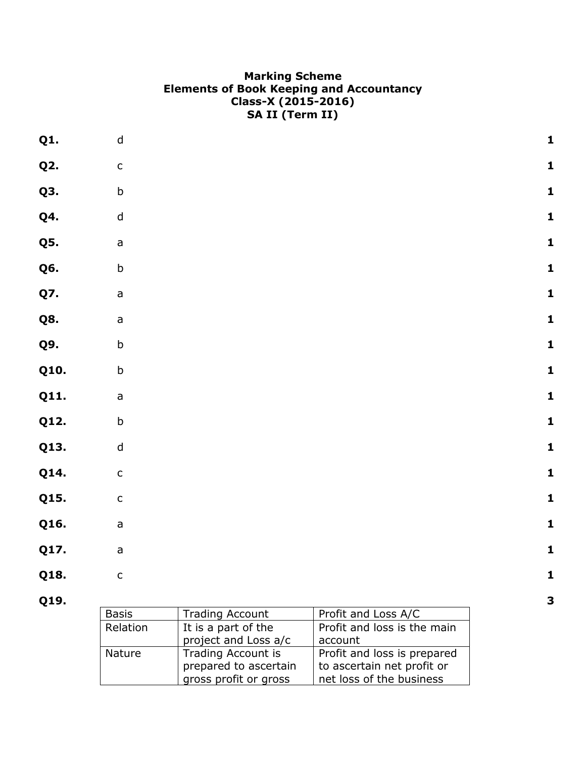# Marking Scheme
# Elements of Book Keeping and Accountancy
# Class-X (2015-2016)
# SA II (Term II)

**Q1.** d **1**

**Q2.** c **1**

**Q3.** b **1**

**Q4.** d **1**

**Q5.** a **1**

**Q6.** b **1**

**Q7.** a **1**

**Q8.** a **1**

**Q9.** b **1**

**Q10.** b **1**

**Q11.** a **1**

**Q12.** b **1**

**Q13.** d **1**

**Q14.** c **1**

**Q15.** c **1**

**Q16.** a **1**

**Q17.** a **1**

**Q18.** c **1**

**Q19.** **3**

| Basis | Trading Account | Profit and Loss A/C |
|---|---|---|
| Relation | It is a part of the project and Loss a/c | Profit and loss is the main account |
| Nature | Trading Account is prepared to ascertain gross profit or gross | Profit and loss is prepared to ascertain net profit or net loss of the business |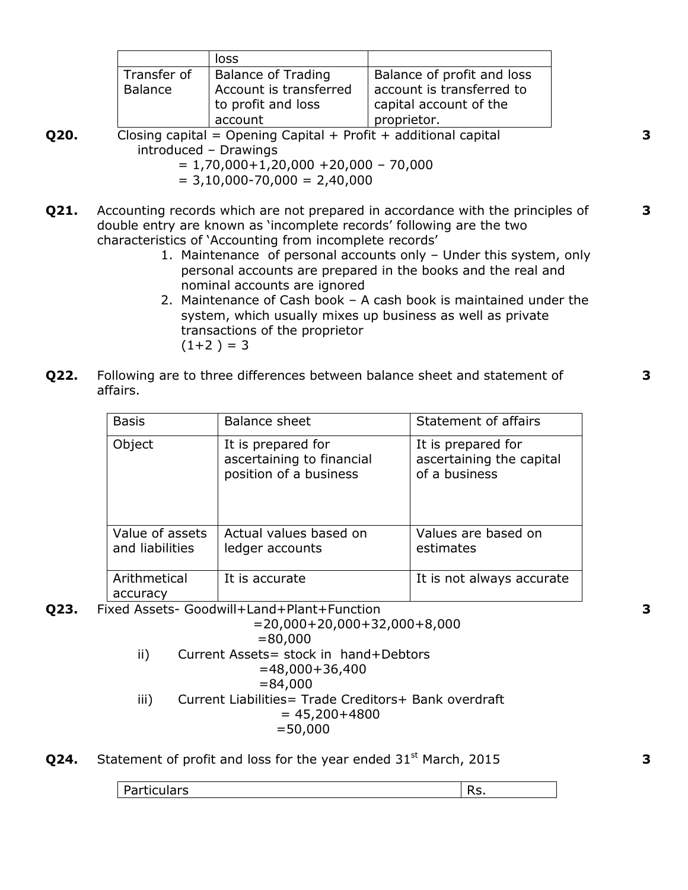| | loss | |
|---|---|---|
| Transfer of Balance | Balance of Trading Account is transferred to profit and loss account | Balance of profit and loss account is transferred to capital account of the proprietor. |

**Q20.** Closing capital = Opening Capital + Profit + additional capital introduced – Drawings **3**

= 1,70,000+1,20,000 +20,000 – 70,000

= 3,10,000-70,000 = 2,40,000

**Q21.** Accounting records which are not prepared in accordance with the principles of double entry are known as 'incomplete records' following are the two characteristics of 'Accounting from incomplete records' **3**

1. Maintenance of personal accounts only – Under this system, only personal accounts are prepared in the books and the real and nominal accounts are ignored
2. Maintenance of Cash book – A cash book is maintained under the system, which usually mixes up business as well as private transactions of the proprietor

   (1+2 ) = 3

**Q22.** Following are to three differences between balance sheet and statement of affairs. **3**

| Basis | Balance sheet | Statement of affairs |
|---|---|---|
| Object | It is prepared for ascertaining to financial position of a business | It is prepared for ascertaining the capital of a business |
| Value of assets and liabilities | Actual values based on ledger accounts | Values are based on estimates |
| Arithmetical accuracy | It is accurate | It is not always accurate |

**Q23.** Fixed Assets- Goodwill+Land+Plant+Function **3**

=20,000+20,000+32,000+8,000

=80,000

ii) Current Assets= stock in hand+Debtors

=48,000+36,400

=84,000

iii) Current Liabilities= Trade Creditors+ Bank overdraft

= 45,200+4800

=50,000

**Q24.** Statement of profit and loss for the year ended 31st March, 2015 **3**

| Particulars | Rs. |
|---|---|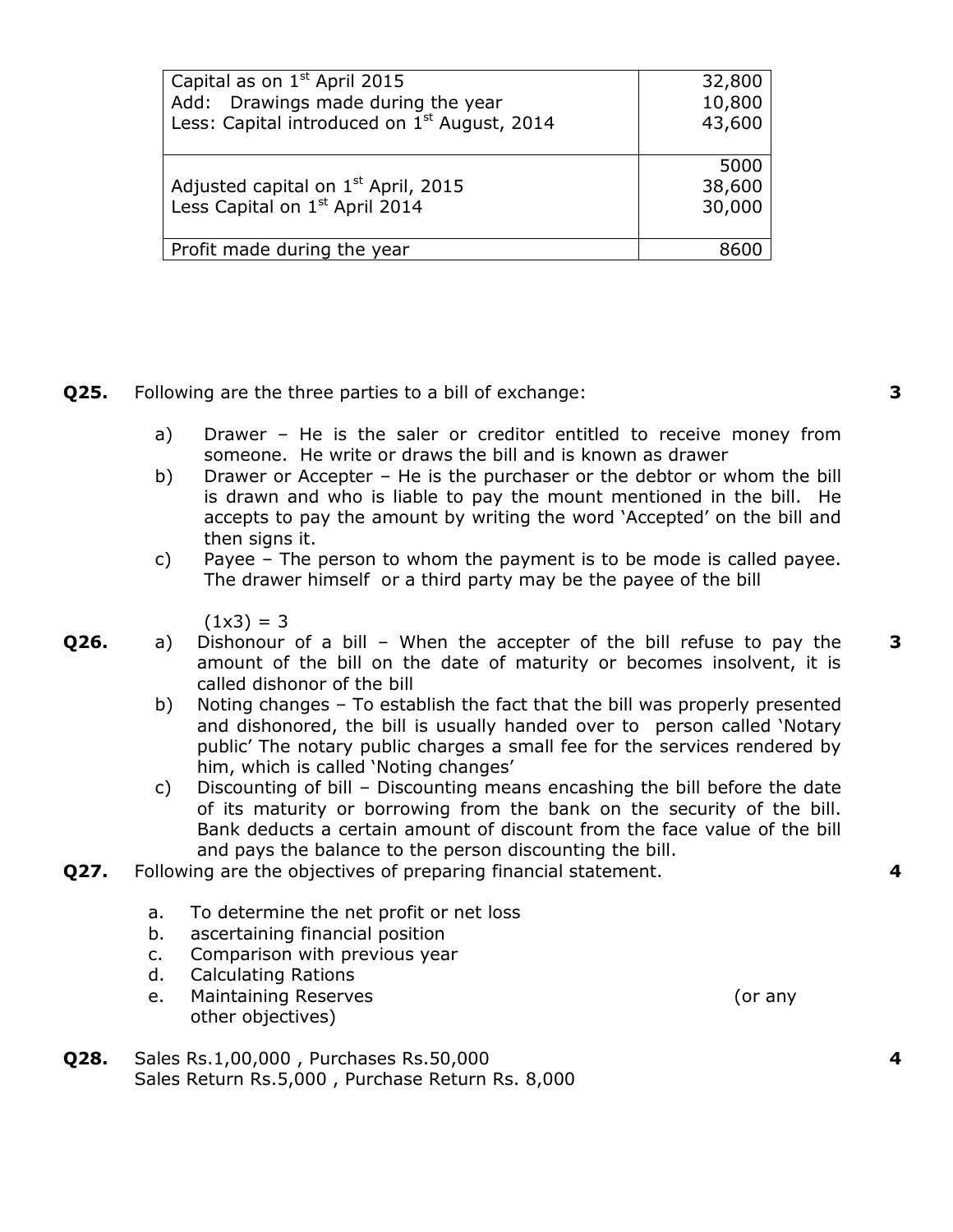| | |
|---|---|
| Capital as on 1st April 2015<br>Add: Drawings made during the year<br>Less: Capital introduced on 1st August, 2014 | 32,800<br>10,800<br>43,600 |
| Adjusted capital on 1st April, 2015<br>Less Capital on 1st April 2014 | 5000<br>38,600<br>30,000 |
| Profit made during the year | 8600 |

**Q25.** Following are the three parties to a bill of exchange: **3**

a) Drawer – He is the saler or creditor entitled to receive money from someone. He write or draws the bill and is known as drawer

b) Drawer or Accepter – He is the purchaser or the debtor or whom the bill is drawn and who is liable to pay the mount mentioned in the bill. He accepts to pay the amount by writing the word 'Accepted' on the bill and then signs it.

c) Payee – The person to whom the payment is to be mode is called payee. The drawer himself or a third party may be the payee of the bill

(1x3) = 3

**Q26.** **3**

a) Dishonour of a bill – When the accepter of the bill refuse to pay the amount of the bill on the date of maturity or becomes insolvent, it is called dishonor of the bill

b) Noting changes – To establish the fact that the bill was properly presented and dishonored, the bill is usually handed over to person called 'Notary public' The notary public charges a small fee for the services rendered by him, which is called 'Noting changes'

c) Discounting of bill – Discounting means encashing the bill before the date of its maturity or borrowing from the bank on the security of the bill. Bank deducts a certain amount of discount from the face value of the bill and pays the balance to the person discounting the bill.

**Q27.** Following are the objectives of preparing financial statement. **4**

a. To determine the net profit or net loss
b. ascertaining financial position
c. Comparison with previous year
d. Calculating Rations
e. Maintaining Reserves (or any other objectives)

**Q28.** Sales Rs.1,00,000 , Purchases Rs.50,000 **4**
Sales Return Rs.5,000 , Purchase Return Rs. 8,000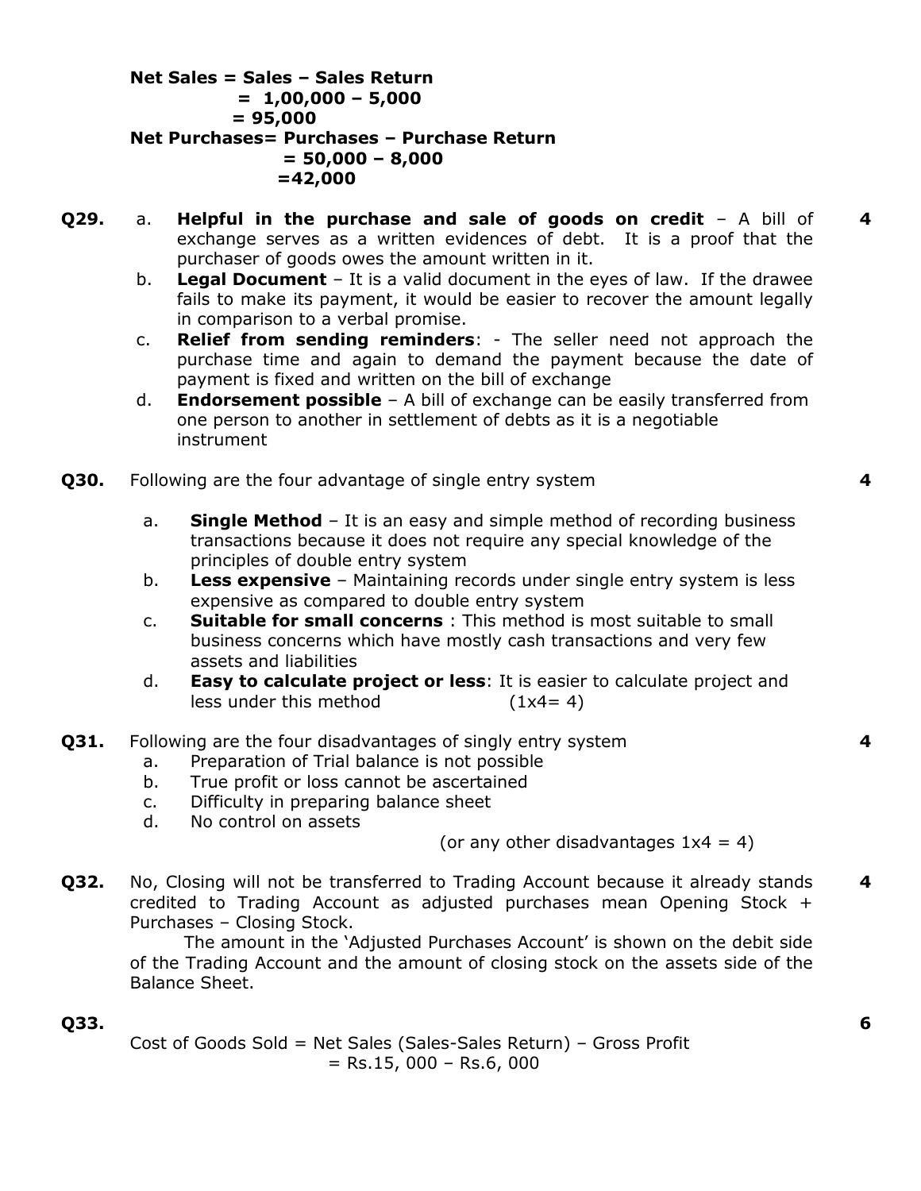**Net Sales = Sales – Sales Return**
**= 1,00,000 – 5,000**
**= 95,000**
**Net Purchases= Purchases – Purchase Return**
**= 50,000 – 8,000**
**=42,000**

**Q29.** **4**

a. **Helpful in the purchase and sale of goods on credit** – A bill of exchange serves as a written evidences of debt. It is a proof that the purchaser of goods owes the amount written in it.

b. **Legal Document** – It is a valid document in the eyes of law. If the drawee fails to make its payment, it would be easier to recover the amount legally in comparison to a verbal promise.

c. **Relief from sending reminders**: - The seller need not approach the purchase time and again to demand the payment because the date of payment is fixed and written on the bill of exchange

d. **Endorsement possible** – A bill of exchange can be easily transferred from one person to another in settlement of debts as it is a negotiable instrument

**Q30.** Following are the four advantage of single entry system **4**

a. **Single Method** – It is an easy and simple method of recording business transactions because it does not require any special knowledge of the principles of double entry system

b. **Less expensive** – Maintaining records under single entry system is less expensive as compared to double entry system

c. **Suitable for small concerns** : This method is most suitable to small business concerns which have mostly cash transactions and very few assets and liabilities

d. **Easy to calculate project or less**: It is easier to calculate project and less under this method (1x4= 4)

**Q31.** Following are the four disadvantages of singly entry system **4**

a. Preparation of Trial balance is not possible
b. True profit or loss cannot be ascertained
c. Difficulty in preparing balance sheet
d. No control on assets

(or any other disadvantages 1x4 = 4)

**Q32.** No, Closing will not be transferred to Trading Account because it already stands credited to Trading Account as adjusted purchases mean Opening Stock + Purchases – Closing Stock. **4**

The amount in the 'Adjusted Purchases Account' is shown on the debit side of the Trading Account and the amount of closing stock on the assets side of the Balance Sheet.

**Q33.** **6**

Cost of Goods Sold = Net Sales (Sales-Sales Return) – Gross Profit
= Rs.15, 000 – Rs.6, 000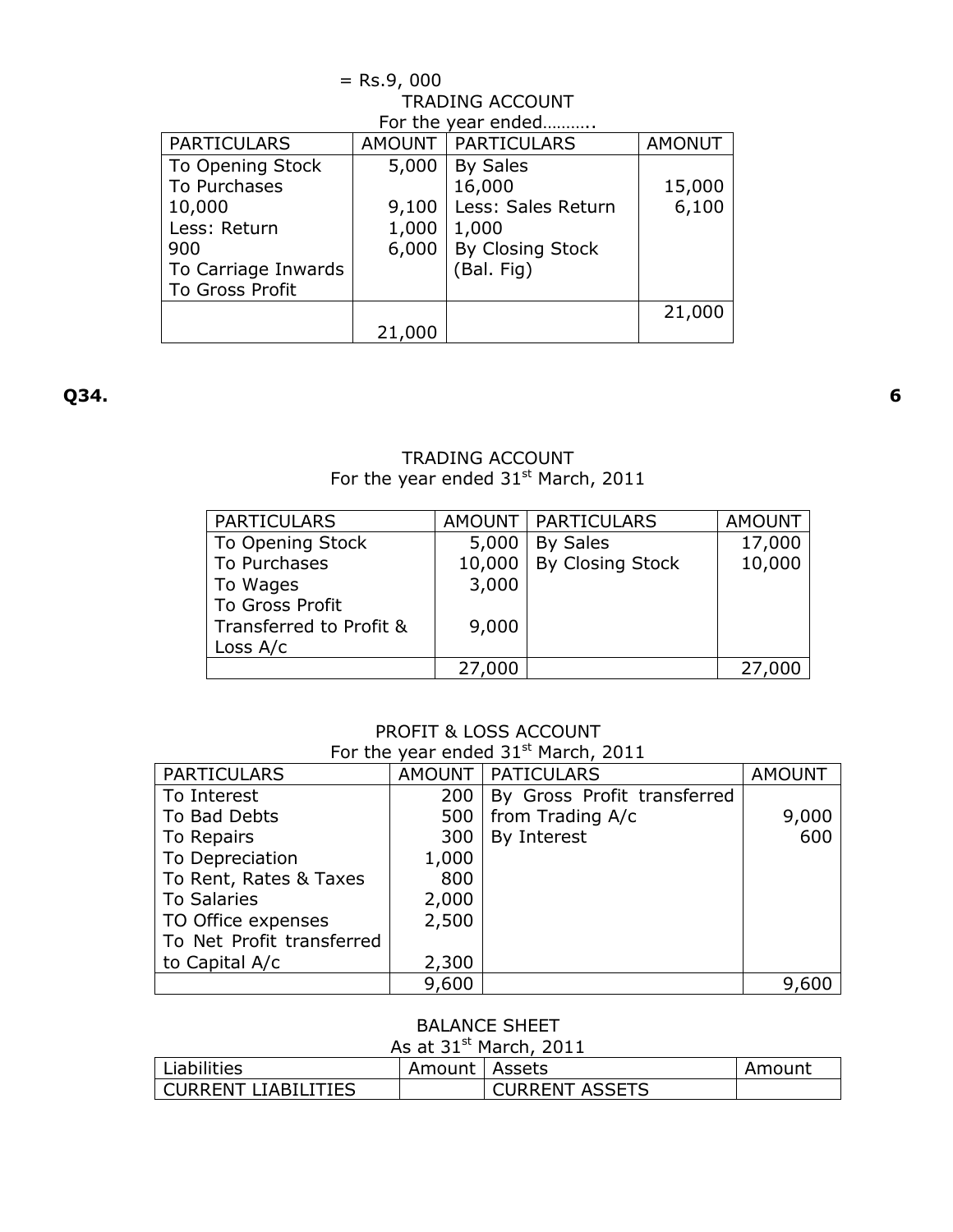= Rs.9, 000

TRADING ACCOUNT
For the year ended………..

| PARTICULARS | AMOUNT | PARTICULARS | AMONUT |
|---|---|---|---|
| To Opening Stock | 5,000 | By Sales | |
| To Purchases | | 16,000 | 15,000 |
| 10,000 | 9,100 | Less: Sales Return | 6,100 |
| Less: Return | 1,000 | 1,000 | |
| 900 | 6,000 | By Closing Stock | |
| To Carriage Inwards | | (Bal. Fig) | |
| To Gross Profit | | | |
| | | | 21,000 |
| | 21,000 | | |

**Q34.** **6**

TRADING ACCOUNT
For the year ended 31st March, 2011

| PARTICULARS | AMOUNT | PARTICULARS | AMOUNT |
|---|---|---|---|
| To Opening Stock | 5,000 | By Sales | 17,000 |
| To Purchases | 10,000 | By Closing Stock | 10,000 |
| To Wages | 3,000 | | |
| To Gross Profit Transferred to Profit & Loss A/c | 9,000 | | |
| | 27,000 | | 27,000 |

PROFIT & LOSS ACCOUNT
For the year ended 31st March, 2011

| PARTICULARS | AMOUNT | PATICULARS | AMOUNT |
|---|---|---|---|
| To Interest | 200 | By Gross Profit transferred from Trading A/c | 9,000 |
| To Bad Debts | 500 | By Interest | 600 |
| To Repairs | 300 | | |
| To Depreciation | 1,000 | | |
| To Rent, Rates & Taxes | 800 | | |
| To Salaries | 2,000 | | |
| TO Office expenses | 2,500 | | |
| To Net Profit transferred to Capital A/c | 2,300 | | |
| | 9,600 | | 9,600 |

BALANCE SHEET
As at 31st March, 2011

| Liabilities | Amount | Assets | Amount |
|---|---|---|---|
| CURRENT LIABILITIES | | CURRENT ASSETS | |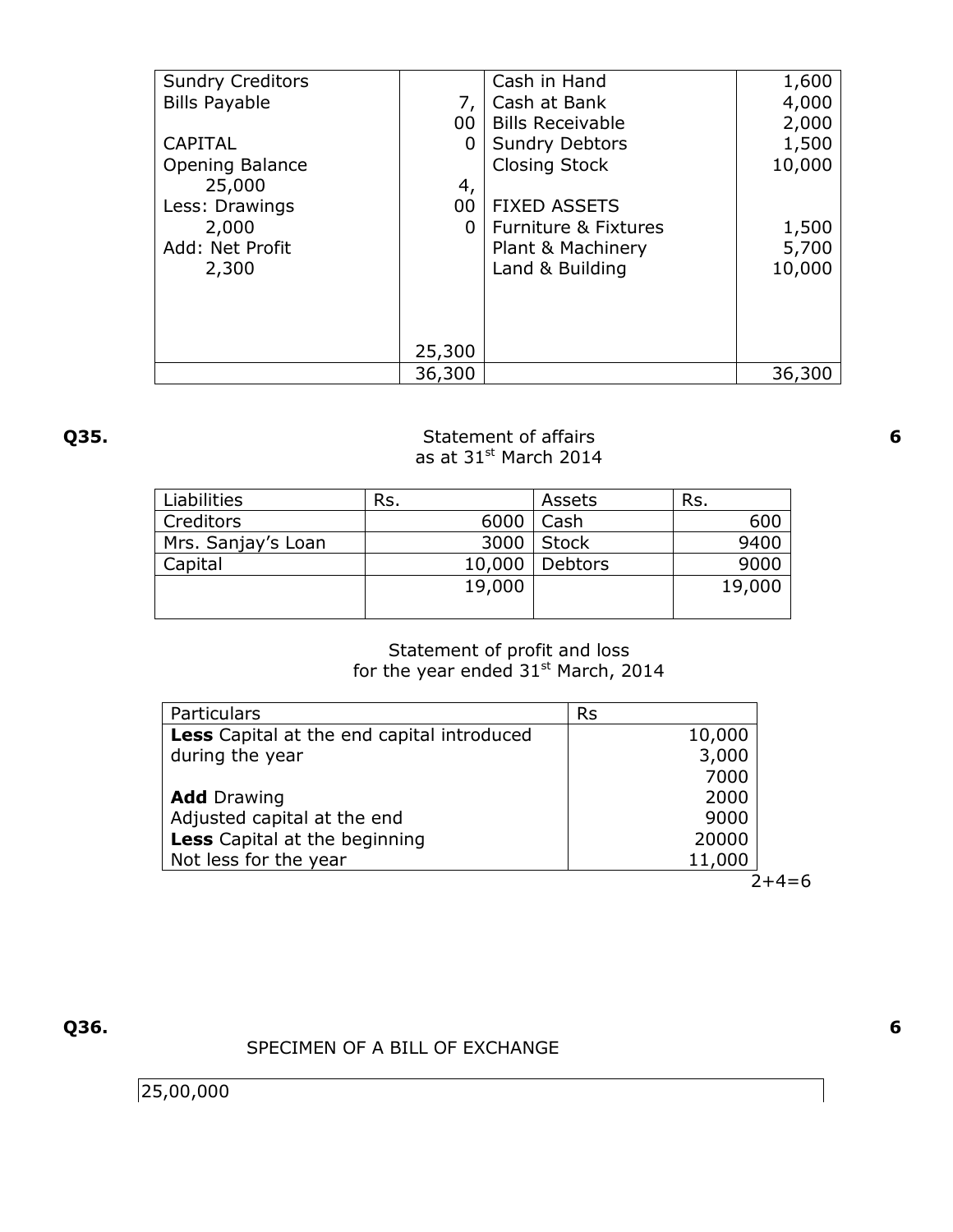| Sundry Creditors | | Cash in Hand | 1,600 |
|---|---|---|---|
| Bills Payable | 7,000 | Cash at Bank | 4,000 |
| | | Bills Receivable | 2,000 |
| CAPITAL | | Sundry Debtors | 1,500 |
| Opening Balance 25,000 | 4,000 | Closing Stock | 10,000 |
| Less: Drawings 2,000 | | FIXED ASSETS | |
| Add: Net Profit 2,300 | | Furniture & Fixtures | 1,500 |
| | | Plant & Machinery | 5,700 |
| | | Land & Building | 10,000 |
| | 25,300 | | |
| | 36,300 | | 36,300 |

**Q35.** **6**

Statement of affairs
as at 31st March 2014

| Liabilities | Rs. | Assets | Rs. |
|---|---|---|---|
| Creditors | 6000 | Cash | 600 |
| Mrs. Sanjay's Loan | 3000 | Stock | 9400 |
| Capital | 10,000 | Debtors | 9000 |
| | 19,000 | | 19,000 |

Statement of profit and loss
for the year ended 31st March, 2014

| Particulars | Rs |
|---|---|
| **Less** Capital at the end capital introduced during the year | 10,000<br>3,000<br>7000 |
| **Add** Drawing | 2000 |
| Adjusted capital at the end | 9000 |
| **Less** Capital at the beginning | 20000 |
| Not less for the year | 11,000 |

2+4=6

**Q36.** **6**

SPECIMEN OF A BILL OF EXCHANGE

25,00,000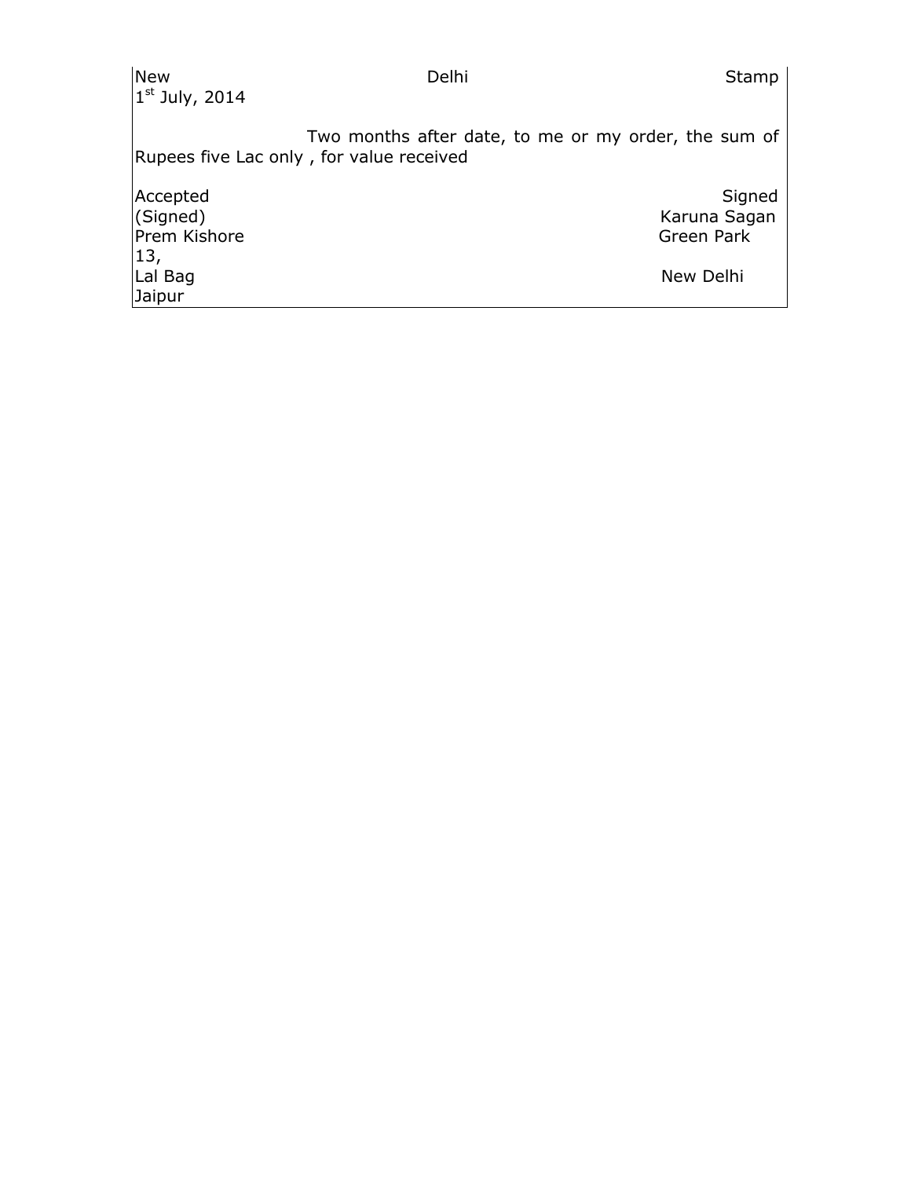New Delhi Stamp
1st July, 2014

Two months after date, to me or my order, the sum of Rupees five Lac only , for value received

Accepted Signed
(Signed) Karuna Sagan
Prem Kishore Green Park
13,
Lal Bag New Delhi
Jaipur